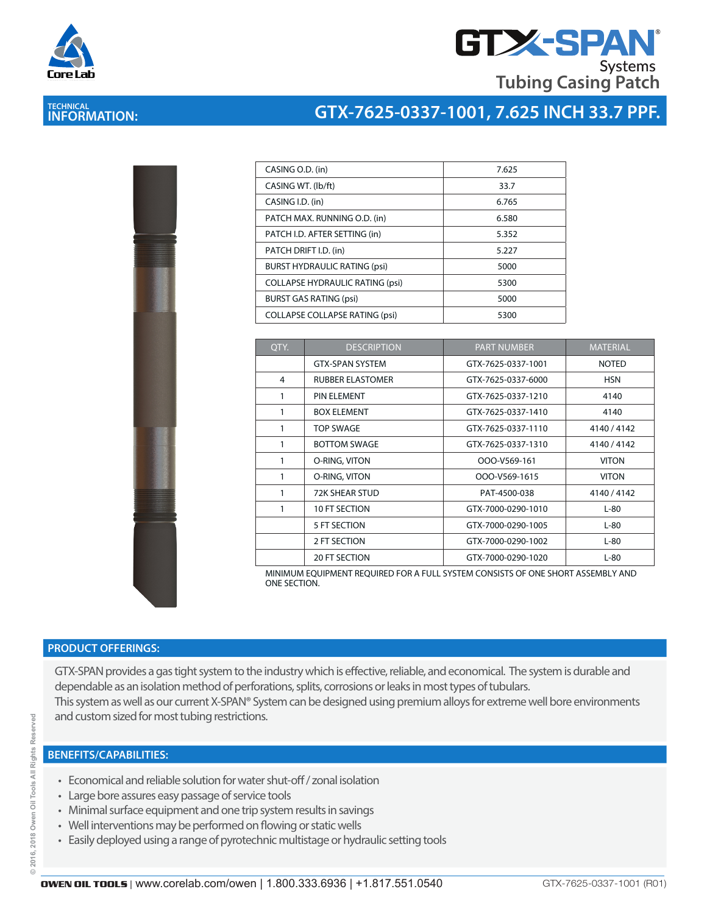# GTX-SPAN® Systems
## Tubing Casing Patch

**TECHNICAL INFORMATION:** GTX-7625-0337-1001, 7.625 INCH 33.7 PPF.

| | |
|---|---|
| CASING O.D. (in) | 7.625 |
| CASING WT. (lb/ft) | 33.7 |
| CASING I.D. (in) | 6.765 |
| PATCH MAX. RUNNING O.D. (in) | 6.580 |
| PATCH I.D. AFTER SETTING (in) | 5.352 |
| PATCH DRIFT I.D. (in) | 5.227 |
| BURST HYDRAULIC RATING (psi) | 5000 |
| COLLAPSE HYDRAULIC RATING (psi) | 5300 |
| BURST GAS RATING (psi) | 5000 |
| COLLAPSE COLLAPSE RATING (psi) | 5300 |

| QTY. | DESCRIPTION | PART NUMBER | MATERIAL |
|---|---|---|---|
| | GTX-SPAN SYSTEM | GTX-7625-0337-1001 | NOTED |
| 4 | RUBBER ELASTOMER | GTX-7625-0337-6000 | HSN |
| 1 | PIN ELEMENT | GTX-7625-0337-1210 | 4140 |
| 1 | BOX ELEMENT | GTX-7625-0337-1410 | 4140 |
| 1 | TOP SWAGE | GTX-7625-0337-1110 | 4140 / 4142 |
| 1 | BOTTOM SWAGE | GTX-7625-0337-1310 | 4140 / 4142 |
| 1 | O-RING, VITON | OOO-V569-161 | VITON |
| 1 | O-RING, VITON | OOO-V569-1615 | VITON |
| 1 | 72K SHEAR STUD | PAT-4500-038 | 4140 / 4142 |
| 1 | 10 FT SECTION | GTX-7000-0290-1010 | L-80 |
| | 5 FT SECTION | GTX-7000-0290-1005 | L-80 |
| | 2 FT SECTION | GTX-7000-0290-1002 | L-80 |
| | 20 FT SECTION | GTX-7000-0290-1020 | L-80 |

MINIMUM EQUIPMENT REQUIRED FOR A FULL SYSTEM CONSISTS OF ONE SHORT ASSEMBLY AND ONE SECTION.

## PRODUCT OFFERINGS:

GTX-SPAN provides a gas tight system to the industry which is effective, reliable, and economical. The system is durable and dependable as an isolation method of perforations, splits, corrosions or leaks in most types of tubulars.
This system as well as our current X-SPAN® System can be designed using premium alloys for extreme well bore environments and custom sized for most tubing restrictions.

## BENEFITS/CAPABILITIES:

- Economical and reliable solution for water shut-off / zonal isolation
- Large bore assures easy passage of service tools
- Minimal surface equipment and one trip system results in savings
- Well interventions may be performed on flowing or static wells
- Easily deployed using a range of pyrotechnic multistage or hydraulic setting tools

© 2016, 2018 Owen Oil Tools All Rights Reserved

**OWEN OIL TOOLS** | www.corelab.com/owen | 1.800.333.6936 | +1.817.551.0540 GTX-7625-0337-1001 (R01)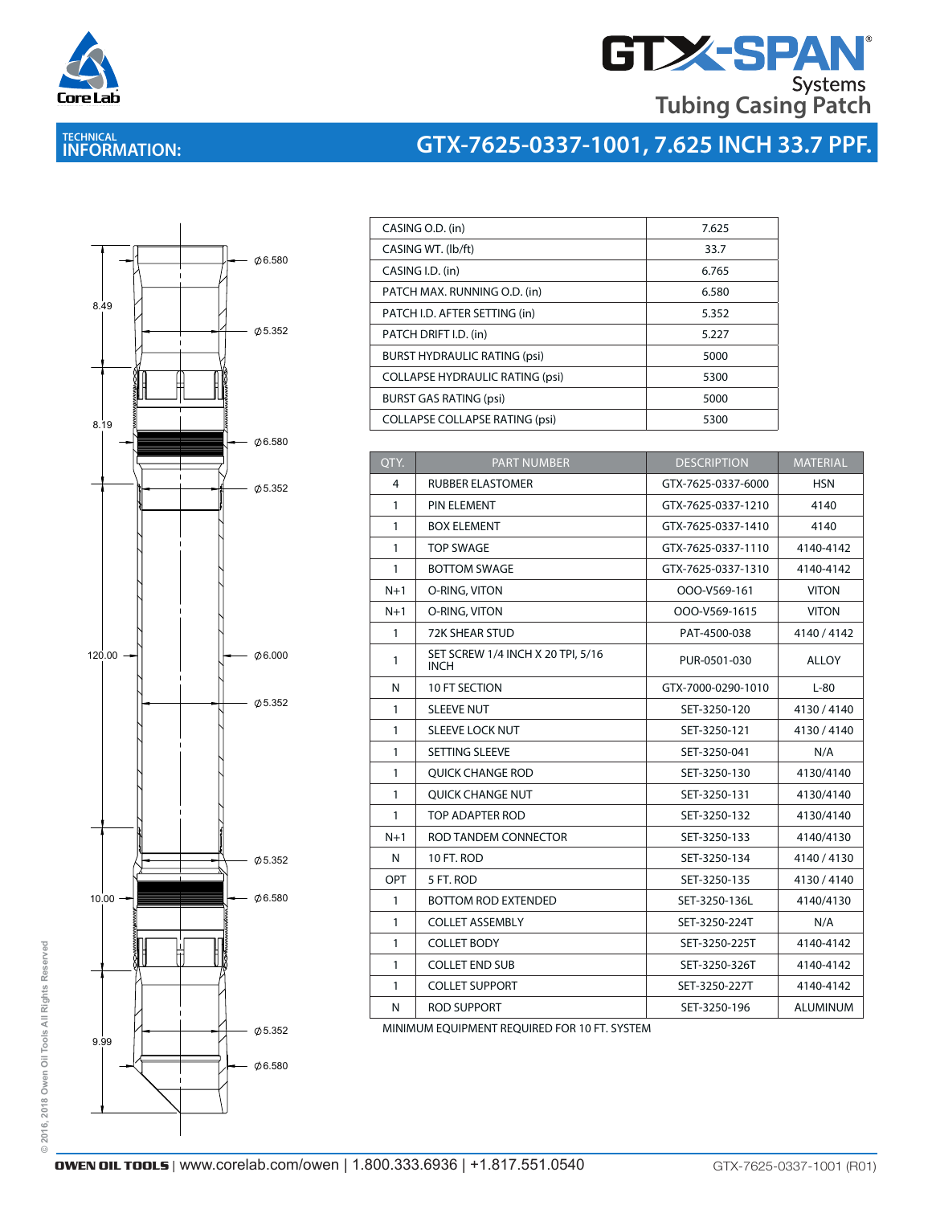# GTX-SPAN® Systems Tubing Casing Patch

## TECHNICAL INFORMATION: GTX-7625-0337-1001, 7.625 INCH 33.7 PPF.

8.49

8.19

120.00

10.00

9.99

Ø6.580

Ø5.352

Ø6.580

Ø5.352

Ø6.000

Ø5.352

Ø5.352

Ø6.580

Ø5.352

Ø6.580

| | |
|---|---|
| CASING O.D. (in) | 7.625 |
| CASING WT. (lb/ft) | 33.7 |
| CASING I.D. (in) | 6.765 |
| PATCH MAX. RUNNING O.D. (in) | 6.580 |
| PATCH I.D. AFTER SETTING (in) | 5.352 |
| PATCH DRIFT I.D. (in) | 5.227 |
| BURST HYDRAULIC RATING (psi) | 5000 |
| COLLAPSE HYDRAULIC RATING (psi) | 5300 |
| BURST GAS RATING (psi) | 5000 |
| COLLAPSE COLLAPSE RATING (psi) | 5300 |

| QTY. | PART NUMBER | DESCRIPTION | MATERIAL |
|---|---|---|---|
| 4 | RUBBER ELASTOMER | GTX-7625-0337-6000 | HSN |
| 1 | PIN ELEMENT | GTX-7625-0337-1210 | 4140 |
| 1 | BOX ELEMENT | GTX-7625-0337-1410 | 4140 |
| 1 | TOP SWAGE | GTX-7625-0337-1110 | 4140-4142 |
| 1 | BOTTOM SWAGE | GTX-7625-0337-1310 | 4140-4142 |
| N+1 | O-RING, VITON | OOO-V569-161 | VITON |
| N+1 | O-RING, VITON | OOO-V569-1615 | VITON |
| 1 | 72K SHEAR STUD | PAT-4500-038 | 4140 / 4142 |
| 1 | SET SCREW 1/4 INCH X 20 TPI, 5/16 INCH | PUR-0501-030 | ALLOY |
| N | 10 FT SECTION | GTX-7000-0290-1010 | L-80 |
| 1 | SLEEVE NUT | SET-3250-120 | 4130 / 4140 |
| 1 | SLEEVE LOCK NUT | SET-3250-121 | 4130 / 4140 |
| 1 | SETTING SLEEVE | SET-3250-041 | N/A |
| 1 | QUICK CHANGE ROD | SET-3250-130 | 4130/4140 |
| 1 | QUICK CHANGE NUT | SET-3250-131 | 4130/4140 |
| 1 | TOP ADAPTER ROD | SET-3250-132 | 4130/4140 |
| N+1 | ROD TANDEM CONNECTOR | SET-3250-133 | 4140/4130 |
| N | 10 FT. ROD | SET-3250-134 | 4140 / 4130 |
| OPT | 5 FT. ROD | SET-3250-135 | 4130 / 4140 |
| 1 | BOTTOM ROD EXTENDED | SET-3250-136L | 4140/4130 |
| 1 | COLLET ASSEMBLY | SET-3250-224T | N/A |
| 1 | COLLET BODY | SET-3250-225T | 4140-4142 |
| 1 | COLLET END SUB | SET-3250-326T | 4140-4142 |
| 1 | COLLET SUPPORT | SET-3250-227T | 4140-4142 |
| N | ROD SUPPORT | SET-3250-196 | ALUMINUM |

MINIMUM EQUIPMENT REQUIRED FOR 10 FT. SYSTEM

© 2016, 2018 Owen Oil Tools All Rights Reserved

**OWEN OIL TOOLS** | www.corelab.com/owen | 1.800.333.6936 | +1.817.551.0540

GTX-7625-0337-1001 (R01)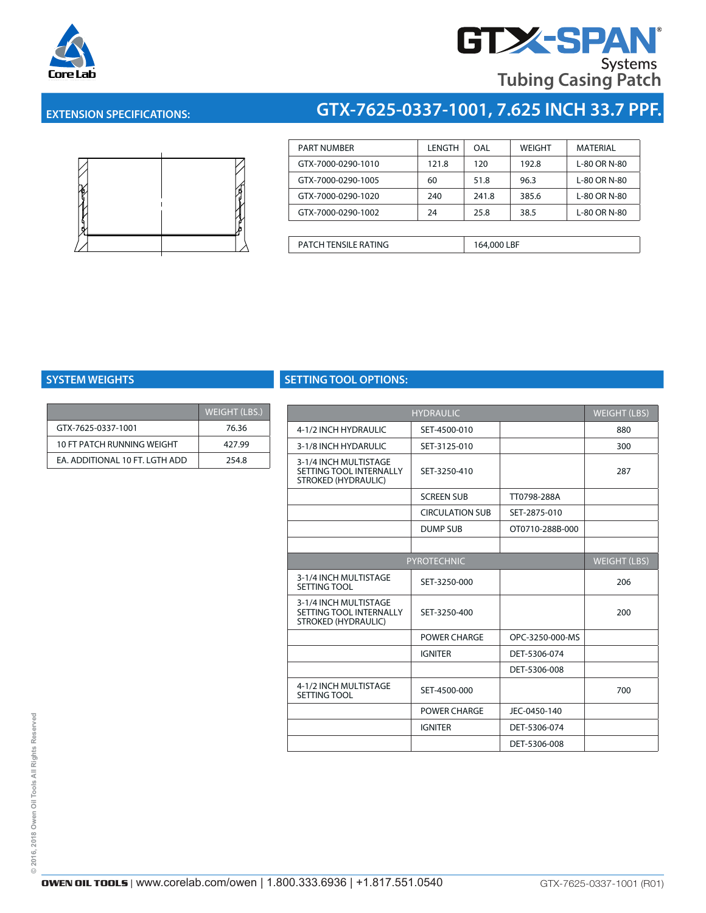Core Lab

# GTX-SPAN® Systems Tubing Casing Patch

## EXTENSION SPECIFICATIONS:

## GTX-7625-0337-1001, 7.625 INCH 33.7 PPF.

| PART NUMBER | LENGTH | OAL | WEIGHT | MATERIAL |
|---|---|---|---|---|
| GTX-7000-0290-1010 | 121.8 | 120 | 192.8 | L-80 OR N-80 |
| GTX-7000-0290-1005 | 60 | 51.8 | 96.3 | L-80 OR N-80 |
| GTX-7000-0290-1020 | 240 | 241.8 | 385.6 | L-80 OR N-80 |
| GTX-7000-0290-1002 | 24 | 25.8 | 38.5 | L-80 OR N-80 |

| | |
|---|---|
| PATCH TENSILE RATING | 164,000 LBF |

## SYSTEM WEIGHTS

| | WEIGHT (LBS.) |
|---|---|
| GTX-7625-0337-1001 | 76.36 |
| 10 FT PATCH RUNNING WEIGHT | 427.99 |
| EA. ADDITIONAL 10 FT. LGTH ADD | 254.8 |

## SETTING TOOL OPTIONS:

| HYDRAULIC | | | WEIGHT (LBS) |
|---|---|---|---|
| 4-1/2 INCH HYDRAULIC | SET-4500-010 | | 880 |
| 3-1/8 INCH HYDARULIC | SET-3125-010 | | 300 |
| 3-1/4 INCH MULTISTAGE SETTING TOOL INTERNALLY STROKED (HYDRAULIC) | SET-3250-410 | | 287 |
| | SCREEN SUB | TT0798-288A | |
| | CIRCULATION SUB | SET-2875-010 | |
| | DUMP SUB | OT0710-288B-000 | |
| | | | |
| PYROTECHNIC | | | WEIGHT (LBS) |
| 3-1/4 INCH MULTISTAGE SETTING TOOL | SET-3250-000 | | 206 |
| 3-1/4 INCH MULTISTAGE SETTING TOOL INTERNALLY STROKED (HYDRAULIC) | SET-3250-400 | | 200 |
| | POWER CHARGE | OPC-3250-000-MS | |
| | IGNITER | DET-5306-074 | |
| | | DET-5306-008 | |
| 4-1/2 INCH MULTISTAGE SETTING TOOL | SET-4500-000 | | 700 |
| | POWER CHARGE | JEC-0450-140 | |
| | IGNITER | DET-5306-074 | |
| | | DET-5306-008 | |

© 2016, 2018 Owen Oil Tools All Rights Reserved

OWEN OIL TOOLS | www.corelab.com/owen | 1.800.333.6936 | +1.817.551.0540

GTX-7625-0337-1001 (R01)